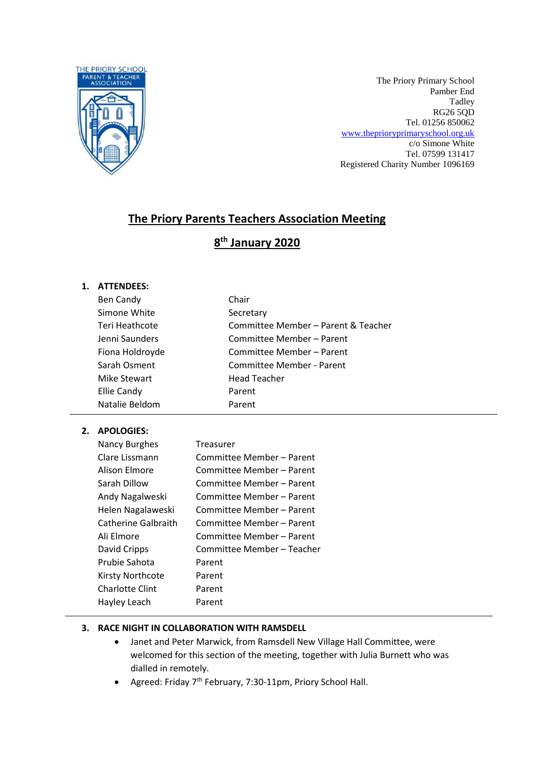THE PRIORY SCHOOL
PARENT & TEACHER ASSOCIATION

The Priory Primary School
Pamber End
Tadley
RG26 5QD
Tel. 01256 850062
www.theprioryprimaryschool.org.uk
c/o Simone White
Tel. 07599 131417
Registered Charity Number 1096169

# The Priory Parents Teachers Association Meeting

## 8th January 2020

### 1. ATTENDEES:

| | |
|---|---|
| Ben Candy | Chair |
| Simone White | Secretary |
| Teri Heathcote | Committee Member – Parent & Teacher |
| Jenni Saunders | Committee Member – Parent |
| Fiona Holdroyde | Committee Member – Parent |
| Sarah Osment | Committee Member - Parent |
| Mike Stewart | Head Teacher |
| Ellie Candy | Parent |
| Natalie Beldom | Parent |

### 2. APOLOGIES:

| | |
|---|---|
| Nancy Burghes | Treasurer |
| Clare Lissmann | Committee Member – Parent |
| Alison Elmore | Committee Member – Parent |
| Sarah Dillow | Committee Member – Parent |
| Andy Nagalweski | Committee Member – Parent |
| Helen Nagalaweski | Committee Member – Parent |
| Catherine Galbraith | Committee Member – Parent |
| Ali Elmore | Committee Member – Parent |
| David Cripps | Committee Member – Teacher |
| Prubie Sahota | Parent |
| Kirsty Northcote | Parent |
| Charlotte Clint | Parent |
| Hayley Leach | Parent |

### 3. RACE NIGHT IN COLLABORATION WITH RAMSDELL

- Janet and Peter Marwick, from Ramsdell New Village Hall Committee, were welcomed for this section of the meeting, together with Julia Burnett who was dialled in remotely.
- Agreed: Friday 7th February, 7:30-11pm, Priory School Hall.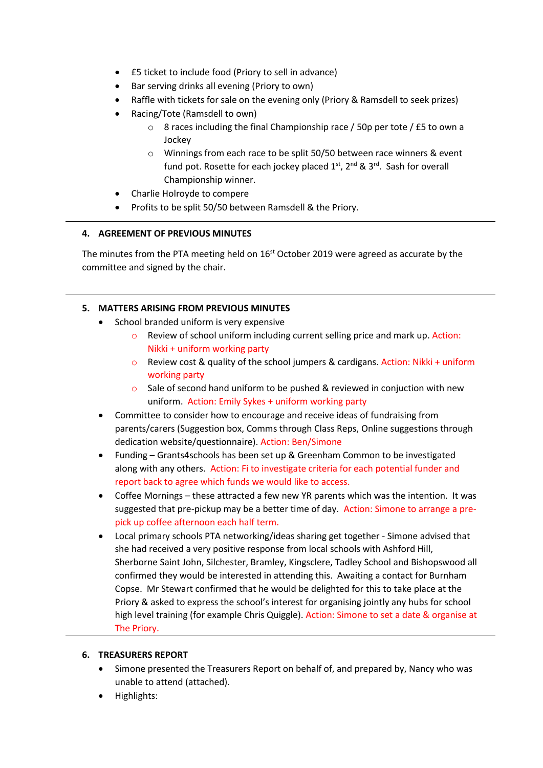- £5 ticket to include food (Priory to sell in advance)
- Bar serving drinks all evening (Priory to own)
- Raffle with tickets for sale on the evening only (Priory & Ramsdell to seek prizes)
- Racing/Tote (Ramsdell to own)
    - 8 races including the final Championship race / 50p per tote / £5 to own a Jockey
    - Winnings from each race to be split 50/50 between race winners & event fund pot. Rosette for each jockey placed 1st, 2nd & 3rd. Sash for overall Championship winner.
- Charlie Holroyde to compere
- Profits to be split 50/50 between Ramsdell & the Priory.

---

### 4. AGREEMENT OF PREVIOUS MINUTES

The minutes from the PTA meeting held on 16st October 2019 were agreed as accurate by the committee and signed by the chair.

---

### 5. MATTERS ARISING FROM PREVIOUS MINUTES

- School branded uniform is very expensive
    - Review of school uniform including current selling price and mark up. Action: Nikki + uniform working party
    - Review cost & quality of the school jumpers & cardigans. Action: Nikki + uniform working party
    - Sale of second hand uniform to be pushed & reviewed in conjuction with new uniform. Action: Emily Sykes + uniform working party
- Committee to consider how to encourage and receive ideas of fundraising from parents/carers (Suggestion box, Comms through Class Reps, Online suggestions through dedication website/questionnaire). Action: Ben/Simone
- Funding – Grants4schools has been set up & Greenham Common to be investigated along with any others. Action: Fi to investigate criteria for each potential funder and report back to agree which funds we would like to access.
- Coffee Mornings – these attracted a few new YR parents which was the intention. It was suggested that pre-pickup may be a better time of day. Action: Simone to arrange a pre-pick up coffee afternoon each half term.
- Local primary schools PTA networking/ideas sharing get together - Simone advised that she had received a very positive response from local schools with Ashford Hill, Sherborne Saint John, Silchester, Bramley, Kingsclere, Tadley School and Bishopswood all confirmed they would be interested in attending this. Awaiting a contact for Burnham Copse. Mr Stewart confirmed that he would be delighted for this to take place at the Priory & asked to express the school's interest for organising jointly any hubs for school high level training (for example Chris Quiggle). Action: Simone to set a date & organise at The Priory.

---

### 6. TREASURERS REPORT

- Simone presented the Treasurers Report on behalf of, and prepared by, Nancy who was unable to attend (attached).
- Highlights: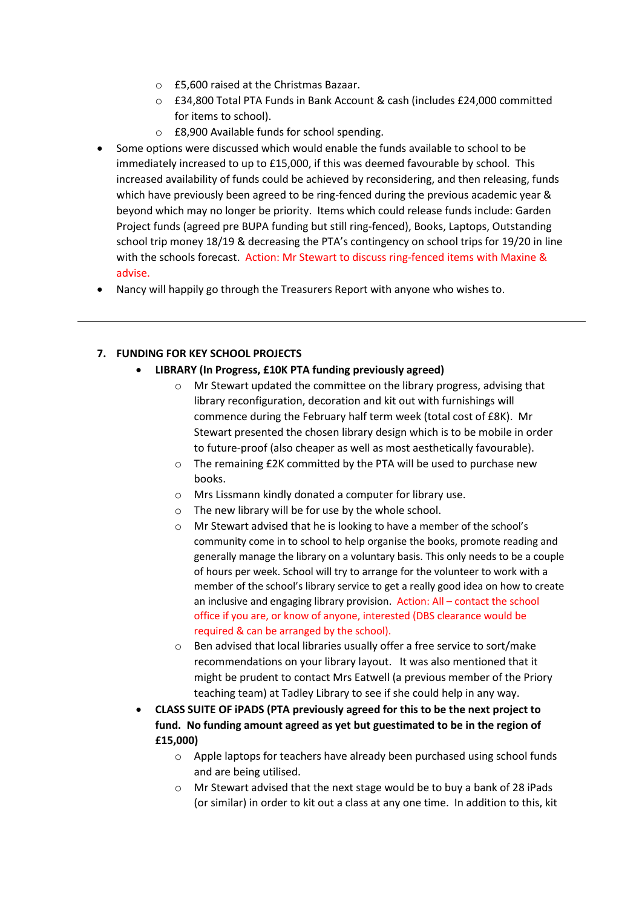- £5,600 raised at the Christmas Bazaar.
  - £34,800 Total PTA Funds in Bank Account & cash (includes £24,000 committed for items to school).
  - £8,900 Available funds for school spending.
- Some options were discussed which would enable the funds available to school to be immediately increased to up to £15,000, if this was deemed favourable by school. This increased availability of funds could be achieved by reconsidering, and then releasing, funds which have previously been agreed to be ring-fenced during the previous academic year & beyond which may no longer be priority. Items which could release funds include: Garden Project funds (agreed pre BUPA funding but still ring-fenced), Books, Laptops, Outstanding school trip money 18/19 & decreasing the PTA's contingency on school trips for 19/20 in line with the schools forecast. Action: Mr Stewart to discuss ring-fenced items with Maxine & advise.
- Nancy will happily go through the Treasurers Report with anyone who wishes to.

---

## 7. FUNDING FOR KEY SCHOOL PROJECTS

- **LIBRARY (In Progress, £10K PTA funding previously agreed)**
  - Mr Stewart updated the committee on the library progress, advising that library reconfiguration, decoration and kit out with furnishings will commence during the February half term week (total cost of £8K). Mr Stewart presented the chosen library design which is to be mobile in order to future-proof (also cheaper as well as most aesthetically favourable).
  - The remaining £2K committed by the PTA will be used to purchase new books.
  - Mrs Lissmann kindly donated a computer for library use.
  - The new library will be for use by the whole school.
  - Mr Stewart advised that he is looking to have a member of the school's community come in to school to help organise the books, promote reading and generally manage the library on a voluntary basis. This only needs to be a couple of hours per week. School will try to arrange for the volunteer to work with a member of the school's library service to get a really good idea on how to create an inclusive and engaging library provision. Action: All – contact the school office if you are, or know of anyone, interested (DBS clearance would be required & can be arranged by the school).
  - Ben advised that local libraries usually offer a free service to sort/make recommendations on your library layout. It was also mentioned that it might be prudent to contact Mrs Eatwell (a previous member of the Priory teaching team) at Tadley Library to see if she could help in any way.
- **CLASS SUITE OF iPADS (PTA previously agreed for this to be the next project to fund. No funding amount agreed as yet but guestimated to be in the region of £15,000)**
  - Apple laptops for teachers have already been purchased using school funds and are being utilised.
  - Mr Stewart advised that the next stage would be to buy a bank of 28 iPads (or similar) in order to kit out a class at any one time. In addition to this, kit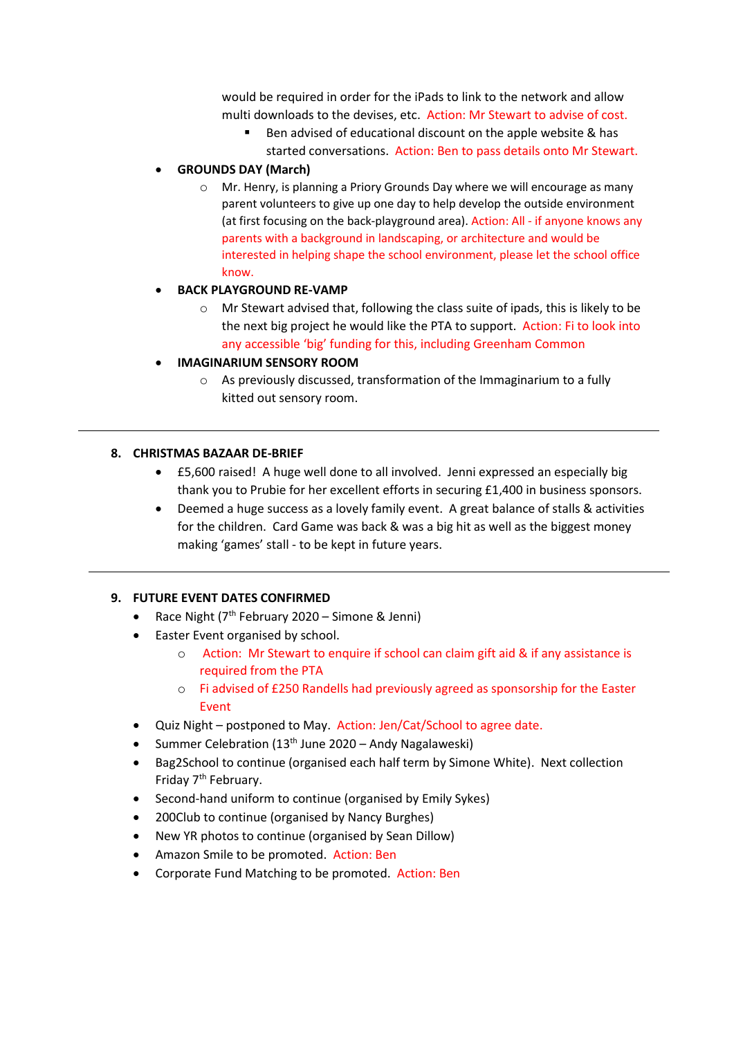would be required in order for the iPads to link to the network and allow multi downloads to the devises, etc. Action: Mr Stewart to advise of cost.

  - Ben advised of educational discount on the apple website & has started conversations. Action: Ben to pass details onto Mr Stewart.

- **GROUNDS DAY (March)**
  - Mr. Henry, is planning a Priory Grounds Day where we will encourage as many parent volunteers to give up one day to help develop the outside environment (at first focusing on the back-playground area). Action: All - if anyone knows any parents with a background in landscaping, or architecture and would be interested in helping shape the school environment, please let the school office know.
- **BACK PLAYGROUND RE-VAMP**
  - Mr Stewart advised that, following the class suite of ipads, this is likely to be the next big project he would like the PTA to support. Action: Fi to look into any accessible 'big' funding for this, including Greenham Common
- **IMAGINARIUM SENSORY ROOM**
  - As previously discussed, transformation of the Immaginarium to a fully kitted out sensory room.

---

## 8. CHRISTMAS BAZAAR DE-BRIEF

- £5,600 raised! A huge well done to all involved. Jenni expressed an especially big thank you to Prubie for her excellent efforts in securing £1,400 in business sponsors.
- Deemed a huge success as a lovely family event. A great balance of stalls & activities for the children. Card Game was back & was a big hit as well as the biggest money making 'games' stall - to be kept in future years.

---

## 9. FUTURE EVENT DATES CONFIRMED

- Race Night (7th February 2020 – Simone & Jenni)
- Easter Event organised by school.
  - Action: Mr Stewart to enquire if school can claim gift aid & if any assistance is required from the PTA
  - Fi advised of £250 Randells had previously agreed as sponsorship for the Easter Event
- Quiz Night – postponed to May. Action: Jen/Cat/School to agree date.
- Summer Celebration (13th June 2020 – Andy Nagalaweski)
- Bag2School to continue (organised each half term by Simone White). Next collection Friday 7th February.
- Second-hand uniform to continue (organised by Emily Sykes)
- 200Club to continue (organised by Nancy Burghes)
- New YR photos to continue (organised by Sean Dillow)
- Amazon Smile to be promoted. Action: Ben
- Corporate Fund Matching to be promoted. Action: Ben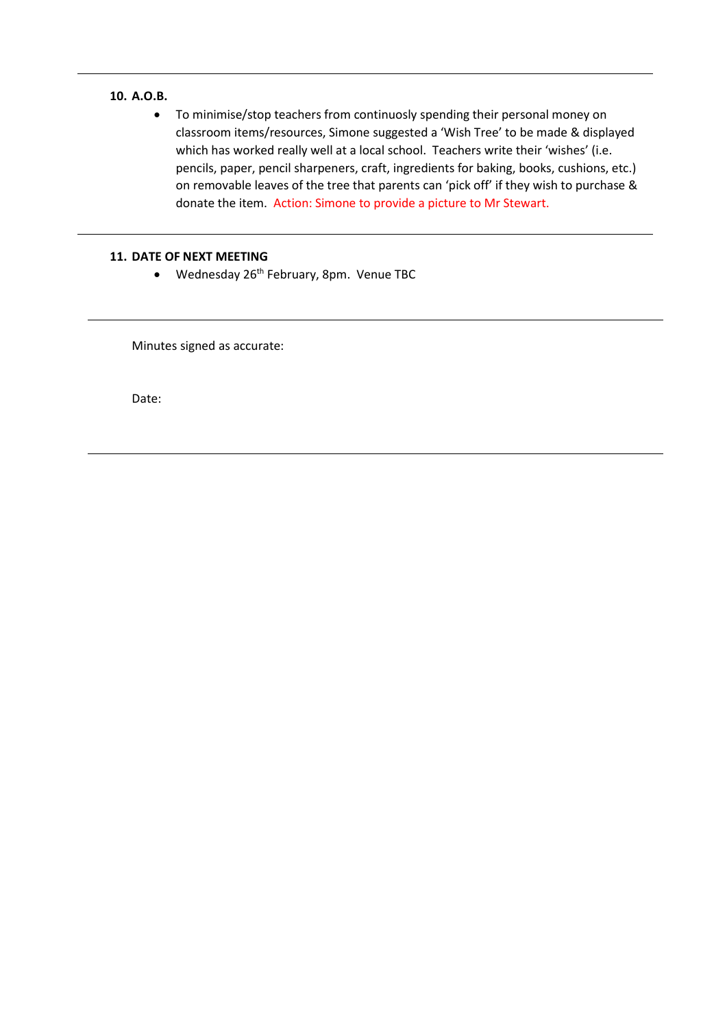## 10. A.O.B.

- To minimise/stop teachers from continuosly spending their personal money on classroom items/resources, Simone suggested a 'Wish Tree' to be made & displayed which has worked really well at a local school. Teachers write their 'wishes' (i.e. pencils, paper, pencil sharpeners, craft, ingredients for baking, books, cushions, etc.) on removable leaves of the tree that parents can 'pick off' if they wish to purchase & donate the item. Action: Simone to provide a picture to Mr Stewart.

## 11. DATE OF NEXT MEETING

- Wednesday 26th February, 8pm. Venue TBC

---

Minutes signed as accurate:

Date: